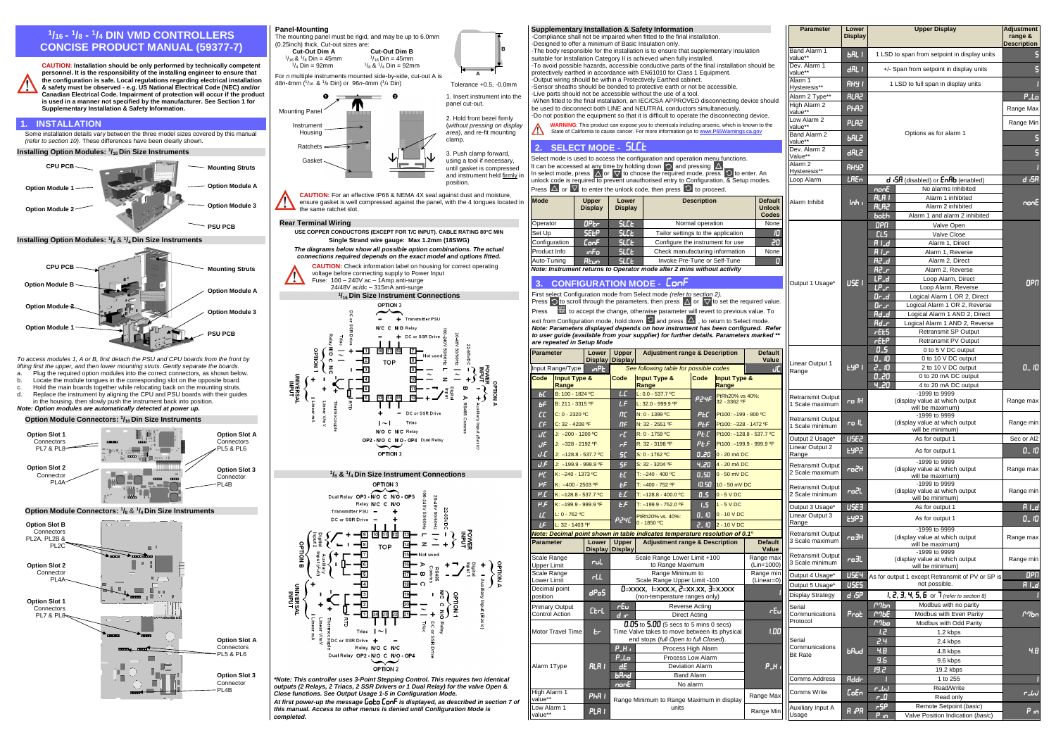# $^1/_{16}$ - $^1/_8$ - $^1/_4$ DIN VMD CONTROLLERS CONCISE PRODUCT MANUAL (59377-7)

**CAUTION: Installation should be only performed by technically competent personnel. It is the responsibility of the installing engineer to ensure that the configuration is safe. Local regulations regarding electrical installation & safety must be observed - e.g. US National Electrical Code (NEC) and/or Canadian Electrical Code. Impairment of protection will occur if the product is used in a manner not specified by the manufacturer. See Section 1 for Supplementary Installation & Safety Information.**

## 1. INSTALLATION

Some installation details vary between the three model sizes covered by this manual *(refer to section 10).* These differences have been clearly shown.

### Installing Option Modules: $^1/_{16}$ Din Size Instruments

CPU PCB, Mounting Struts, Option Module 1, Option Module A, Option Module 2, Option Module 3, PSU PCB

### Installing Option Modules: $^1/_8$ & $^1/_4$ Din Size Instruments

CPU PCB, Mounting Struts, Option Module B, Option Module A, Option Module 2, Option Module 3, Option Module 1, PSU PCB

*To access modules 1, A or B, first detach the PSU and CPU boards from the front by lifting first the upper, and then lower mounting struts. Gently separate the boards.*

a. Plug the required option modules into the correct connectors, as shown below.
b. Locate the module tongues in the corresponding slot on the opposite board.
c. Hold the main boards together while relocating back on the mounting struts.
d. Replace the instrument by aligning the CPU and PSU boards with their guides in the housing, then slowly push the instrument back into position.

***Note: Option modules are automatically detected at power up.***

### Option Module Connectors: $^1/_{16}$ Din Size Instruments

Option Slot 1 Connectors PL7 & PL8; Option Slot A Connectors PL5 & PL6; Option Slot 2 Connector PL4A; Option Slot 3 Connector PL4B

### Option Module Connectors: $^1/_8$ & $^1/_4$ Din Size Instruments

Option Slot B Connectors PL2A, PL2B & PL2C; Option Slot 2 Connector PL4A; Option Slot 1 Connectors PL7 & PL8; Option Slot A Connectors PL5 & PL6; Option Slot 3 Connector PL4B

### Panel-Mounting

The mounting panel must be rigid, and may be up to 6.0mm (0.25inch) thick. Cut-out sizes are:

| Cut-Out Dim A | Cut-Out Dim B |
|---|---|
| $^1/_{16}$ & $^1/_8$ Din = 45mm | $^1/_{16}$ Din = 45mm |
| $^1/_4$ Din = 92mm | $^1/_8$ & $^1/_4$ Din = 92mm |

For *n* multiple instruments mounted side-by-side, cut-out A is 48n-4mm ($^1/_{16}$ & $^1/_8$ Din) or 96n-4mm ($^1/_4$ Din)

Tolerance +0.5, -0.0mm

1. Insert instrument into the panel cut-out.
2. Hold front bezel firmly (*without pressing on display area*), and re-fit mounting clamp.
3. Push clamp forward, using a tool if necessary, until gasket is compressed and instrument held firmly in position.

Mounting Panel, Instrument Housing, Ratchets, Gasket

**CAUTION:** For an effective IP66 & NEMA 4X seal against dust and moisture, ensure gasket is well compressed against the panel, with the 4 tongues located in the same ratchet slot.

### Rear Terminal Wiring

**USE COPPER CONDUCTORS (EXCEPT FOR T/C INPUT). CABLE RATING 80°C MIN**
**Single Strand wire gauge: Max 1.2mm (18SWG)**

***The diagrams below show all possible option combinations. The actual connections required depends on the exact model and options fitted.***

**CAUTION:** Check information label on housing for correct operating voltage before connecting supply to Power Input
Fuse: 100 – 240V ac – 1Amp anti-surge
24/48V ac/dc – 315mA anti-surge

#### $^1/_{16}$ Din Size Instrument Connections

#### $^1/_8$ & $^1/_4$ Din Size Instrument Connections

***Note: This controller uses 3-Point Stepping Control. This requires two identical outputs (2 Relays, 2 Triacs, 2 SSR Drivers or 1 Dual Relay) for the valve Open & Close functions. See Output Usage 1-5 in Configuration Mode.***

***At first power-up the message* Goto ConF *is displayed, as described in section 7 of this manual. Access to other menus is denied until Configuration Mode is completed.***

### Supplementary Installation & Safety Information

-Compliance shall not be impaired when fitted to the final installation.
-Designed to offer a minimum of Basic Insulation only.
-The body responsible for the installation is to ensure that supplementary insulation suitable for Installation Category II is achieved when fully installed.
-To avoid possible hazards, accessible conductive parts of the final installation should be protectively earthed in accordance with EN61010 for Class 1 Equipment.
-Output wiring should be within a Protectively Earthed cabinet.
-Sensor sheaths should be bonded to protective earth or not be accessible.
-Live parts should not be accessible without the use of a tool.
-When fitted to the final installation, an IEC/CSA APPROVED disconnecting device should be used to disconnect both LINE and NEUTRAL conductors simultaneously.
-Do not position the equipment so that it is difficult to operate the disconnecting device.

**WARNING:** This product can expose you to chemicals including arsenic, which is known to the State of California to cause cancer. For more information go to www.P65Warnings.ca.gov

## 2. SELECT MODE - SLCt

Select mode is used to access the configuration and operation menu functions. It can be accessed at any time by holding down ⟳ and pressing ▲. In select mode, press ▲ or ▼ to choose the required mode, press ⟳ to enter. An unlock code is required to prevent unauthorised entry to Configuration, & Setup modes. Press ▲ or ▼ to enter the unlock code, then press ⟳ to proceed.

| Mode | Upper Display | Lower Display | Description | Default Unlock Codes |
|---|---|---|---|---|
| Operator | OPtr | SLCt | Normal operation | None |
| Set Up | SEtP | SLCt | Tailor settings to the application | 10 |
| Configuration | ConF | SLCt | Configure the instrument for use | 20 |
| Product Info | inFo | SLCt | Check manufacturing information | None |
| Auto-Tuning | Atun | SLCt | Invoke Pre-Tune or Self-Tune | 0 |

***Note: Instrument returns to Operator mode after 2 mins without activity***

## 3. CONFIGURATION MODE - ConF

First select Configuration mode from Select mode *(refer to section 2).*
Press ⟳ to scroll through the parameters, then press ▲ or ▼ to set the required value.
Press ⟳ to accept the change, otherwise parameter will revert to previous value. To exit from Configuration mode, hold down ⟳ and press ▲, to return to Select mode.

***Note: Parameters displayed depends on how instrument has been configured. Refer to user guide (available from your supplier) for further details. Parameters marked \*\* are repeated in Setup Mode***

| Parameter | Lower Display | Upper Display | Adjustment range & Description | Default Value |
|---|---|---|---|---|
| Input Range/Type | inPt | | See following table for possible codes | JC |

| Code | Input Type & Range | Code | Input Type & Range | Code | Input Type & Range |
|---|---|---|---|---|---|
| bC | B: 100 - 1824 ºC | LC | L: 0.0 - 537.7 ºC | P24F | PtRh20% vs 40%: 32 - 3362 ºF |
| bF | B: 211 - 3315 ºF | LF | L: 32.0 - 999.9 ºF | | |
| CC | C: 0 - 2320 ºC | nC | N: 0 - 1399 ºC | PtC | Pt100: -199 - 800 ºC |
| CF | C: 32 - 4208 ºF | nF | N: 32 - 2551 ºF | PtF | Pt100: -328 - 1472 ºF |
| JC | J: -200 - 1200 ºC | rC | R: 0 - 1759 ºC | Pt.C | Pt100: -128.8 - 537.7 ºC |
| JF | J: -328 - 2192 ºF | rF | R: 32 - 3198 ºF | Pt.F | Pt100: -199.9 - 999.9 ºF |
| J.C | J: -128.8 - 537.7 ºC | SC | S: 0 - 1762 ºC | 0_20 | 0 - 20 mA DC |
| J.F | J: -199.9 - 999.9 ºF | SF | S: 32 - 3204 ºF | 4_20 | 4 - 20 mA DC |
| HC | K: -240 - 1373 ºC | tC | T: -240 - 400 ºC | 0_50 | 0 - 50 mV DC |
| HF | K: -400 - 2503 ºF | tF | T: -400 - 752 ºF | 10.50 | 10 - 50 mV DC |
| H.C | K: -128.8 - 537.7 ºC | t.C | T: -128.8 - 400.0 ºC | 0_5 | 0 - 5 V DC |
| H.F | K: -199.9 - 999.9 ºF | t.F | T: -199.9 - 752.0 ºF | 1_5 | 1 - 5 V DC |
| LC | L: 0 - 762 ºC | P24C | PtRh20% vs. 40%: 0 - 1850 ºC | 0_10 | 0 - 10 V DC |
| LF | L: 32 - 1403 ºF | | | 2_10 | 2 - 10 V DC |

***Note: Decimal point shown in table indicates temperature resolution of 0.1°***

| Parameter | Lower Display | Upper Display | Adjustment range & Description | Default Value |
|---|---|---|---|---|
| Scale Range Upper Limit | ruL | | Scale Range Lower Limit +100 to Range Maximum | Range max (Lin=1000) |
| Scale Range Lower Limit | rLL | | Range Minimum to Scale Range Upper Limit -100 | Range min (Linear=0) |
| Decimal point position | dPoS | | 0=XXXX, 1=XXX.X, 2=XX.XX, 3=X.XXX (non-temperature ranges only) | 1 |
| Primary Output Control Action | CtrL | rEu | Reverse Acting | rEu |
| | | dir | Direct Acting | |
| Motor Travel Time | tr | | 0.05 to 5.00 (5 secs to 5 mins 0 secs) Time Valve takes to move between its physical end stops *(full Open to full Closed).* | 1.00 |
| Alarm 1Type | ALA1 | P_Hi | Process High Alarm | P_Hi |
| | | P_Lo | Process Low Alarm | |
| | | dE | Deviation Alarm | |
| | | bAnd | Band Alarm | |
| | | nonE | No alarm | |
| High Alarm 1 value\*\* | PhA1 | | Range Minimum to Range Maximum in display units | Range Max |
| Low Alarm 1 value\*\* | PLA1 | | | Range Min |

| Parameter | Lower Display | | Upper Display | Adjustment range & Description |
|---|---|---|---|---|
| Band Alarm 1 value\*\* | bAL1 | | 1 LSD to span from setpoint in display units | 5 |
| Dev. Alarm 1 value\*\* | dAL1 | | +/- Span from setpoint in display units | 5 |
| Alarm 1 Hysteresis\*\* | AHY1 | | 1 LSD to full span in display units | 1 |
| Alarm 2 Type\*\* | ALA2 | | Options as for alarm 1 | P_Lo |
| High Alarm 2 value\*\* | PhA2 | | | Range Max |
| Low Alarm 2 value\*\* | PLA2 | | | Range Min |
| Band Alarm 2 value\*\* | bAL2 | | | 5 |
| Dev. Alarm 2 Value\*\* | dAL2 | | | 5 |
| Alarm 2 Hysteresis\*\* | AHY2 | | | 1 |
| Loop Alarm | LAEn | | diSA (disabled) or EnAb (enabled) | diSA |
| Alarm Inhibit | Inhi | nonE | No alarms Inhibited | nonE |
| | | ALA1 | Alarm 1 inhibited | |
| | | ALA2 | Alarm 2 inhibited | |
| | | both | Alarm 1 and alarm 2 inhibited | |
| Output 1 Usage\* | USE1 | OPn | Valve Open | OPn |
| | | CLS | Valve Close | |
| | | A1_d | Alarm 1, Direct | |
| | | A1_r | Alarm 1, Reverse | |
| | | A2_d | Alarm 2, Direct | |
| | | A2_r | Alarm 2, Reverse | |
| | | LP_d | Loop Alarm, Direct | |
| | | LP_r | Loop Alarm, Reverse | |
| | | Or_d | Logical Alarm 1 OR 2, Direct | |
| | | Or_r | Logical Alarm 1 OR 2, Reverse | |
| | | Ad_d | Logical Alarm 1 AND 2, Direct | |
| | | Ad_r | Logical Alarm 1 AND 2, Reverse | |
| | | rEtS | Retransmit SP Output | |
| | | rEtP | Retransmit PV Output | |
| Linear Output 1 Range | tYP1 | 0_5 | 0 to 5 V DC output | 0_10 |
| | | 0_10 | 0 to 10 V DC output | |
| | | 2_10 | 2 to 10 V DC output | |
| | | 0_20 | 0 to 20 mA DC output | |
| | | 4_20 | 4 to 20 mA DC output | |
| Retransmit Output 1 Scale maximum | ro1H | | -1999 to 9999 (display value at which output will be maximum) | Range max |
| Retransmit Output 1 Scale minimum | ro1L | | -1999 to 9999 (display value at which output will be minimum) | Range min |
| Output 2 Usage\* | USE2 | | As for output 1 | Sec or A2 |
| Linear Output 2 Range | tYP2 | | As for output 1 | 0_10 |
| Retransmit Output 2 Scale maximum | ro2H | | -1999 to 9999 (display value at which output will be maximum) | Range max |
| Retransmit Output 2 Scale minimum | ro2L | | -1999 to 9999 (display value at which output will be minimum) | Range min |
| Output 3 Usage\* | USE3 | | As for output 1 | A1_d |
| Linear Output 3 Range | tYP3 | | As for output 1 | 0_10 |
| Retransmit Output 3 Scale maximum | ro3H | | -1999 to 9999 (display value at which output will be maximum) | Range max |
| Retransmit Output 3 Scale minimum | ro3L | | -1999 to 9999 (display value at which output will be minimum) | Range min |
| Output 4 Usage\* | USE4 | | As for output 1 except Retransmit of PV or SP is not possible. | OPn |
| Output 5 Usage\* | USE5 | | | A1_d |
| Display Strategy | diSP | | 1, 2, 3, 4, 5, 6 or 7 *(refer to section 8)* | 1 |
| Serial Communications Protocol | Prot | MMbn | Modbus with no parity | MMbn |
| | | MMbE | Modbus with Even Parity | |
| | | MMbo | Modbus with Odd Parity | |
| Serial Communications Bit Rate | bAud | 1.2 | 1.2 kbps | 4.8 |
| | | 2.4 | 2.4 kbps | |
| | | 4.8 | 4.8 kbps | |
| | | 9.6 | 9.6 kbps | |
| | | 19.2 | 19.2 kbps | |
| Comms Address | Addr | | 1 to 255 | 1 |
| Comms Write | CoEn | r_Ww | Read/Write | r_Ww |
| | | r_O | Read only | |
| Auxiliary Input A Usage | A iPA | rSP | Remote Setpoint (*basic*) | P in |
| | | P in | Valve Position Indication (*basic*) | |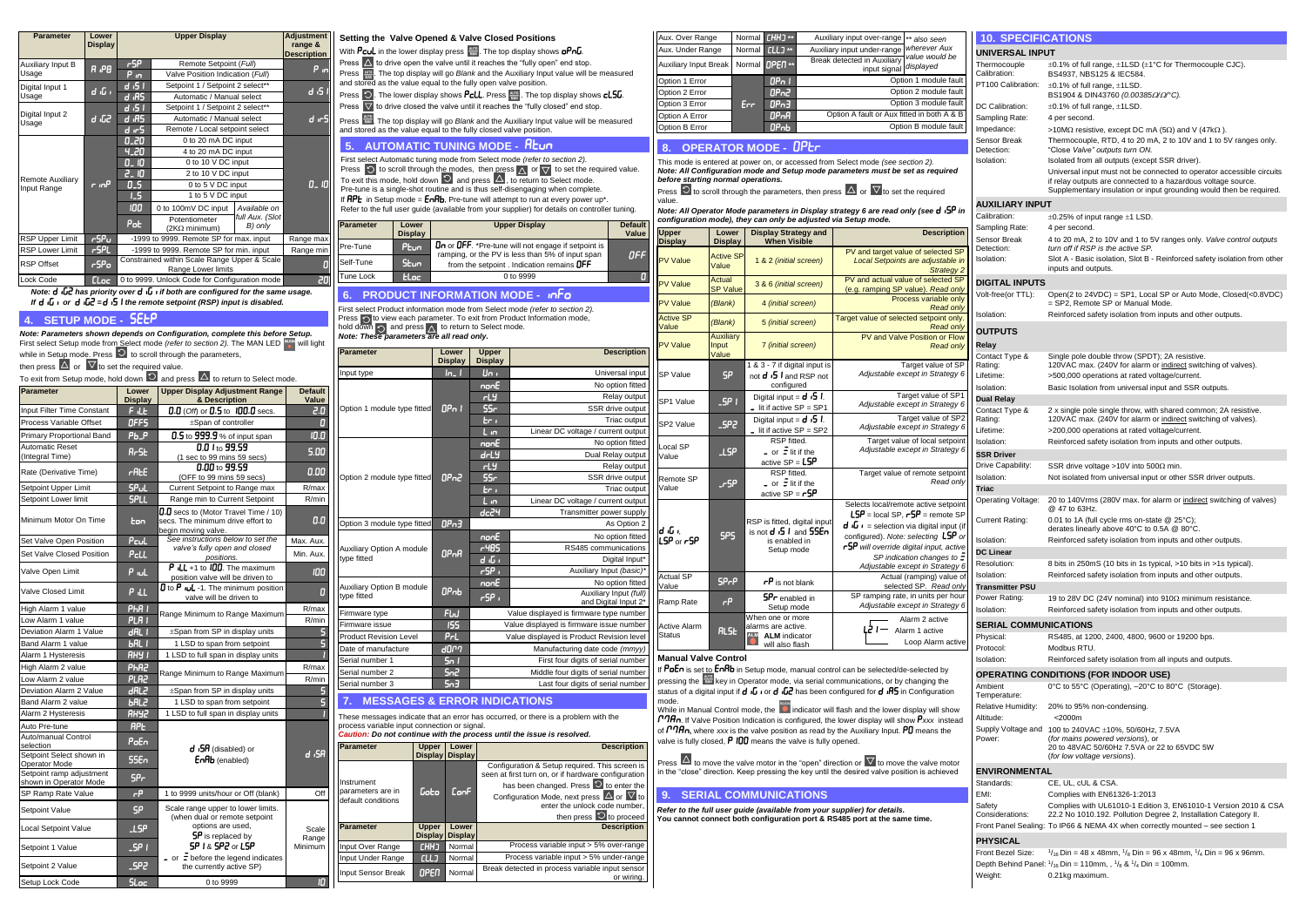| Parameter | Lower Display | Upper Display | | Adjustment range & Description |
|---|---|---|---|---|
| Auxiliary Input B Usage | A.iPB | rSP | Remote Setpoint (Full) | P in |
| | | P in | Valve Position Indication (Full) | |
| Digital Input 1 Usage | d iG 1 | d iS 1 | Setpoint 1 / Setpoint 2 select** | d iS 1 |
| | | d iAS | Automatic / Manual select | |
| Digital Input 2 Usage | d iG2 | d iS 1 | Setpoint 1 / Setpoint 2 select** | d irS |
| | | d iAS | Automatic / Manual select | |
| | | d irS | Remote / Local setpoint select | |
| Remote Auxiliary Input Range | r inP | 0_20 | 0 to 20 mA DC input | 0_10 |
| | | 4_20 | 4 to 20 mA DC input | |
| | | 0_10 | 0 to 10 V DC input | |
| | | 2_10 | 2 to 10 V DC input | |
| | | 0_5 | 0 to 5 V DC input | |
| | | 1_5 | 1 to 5 V DC input | |
| | | 100 | 0 to 100mV DC input — Available on full Aux. (Slot B) only | |
| | | Pot | Potentiometer (2KΩ minimum) | |
| RSP Upper Limit | rSPu | -1999 to 9999. Remote SP for max. input | | Range max |
| RSP Lower Limit | rSPL | -1999 to 9999. Remote SP for min. input | | Range min |
| RSP Offset | rSPo | Constrained within Scale Range Upper & Scale Range Lower limits | | 0 |
| Lock Code | CLoc | 0 to 9999. Unlock Code for Configuration mode | | 20 |

*Note: d iG2 has priority over d iG i if both are configured for the same usage. If d iG i or d iG2 = d iS 1 the remote setpoint (RSP) input is disabled.*

## 4. SETUP MODE - SEtP

*Note: Parameters shown depends on Configuration, complete this before Setup.*

First select Setup mode from Select mode *(refer to section 2)*. The MAN LED will light while in Setup mode. Press ⟳ to scroll through the parameters, then press △ or ▽ to set the required value.

To exit from Setup mode, hold down ⟳ and press △ to return to Select mode.

| Parameter | Lower Display | Upper Display Adjustment Range & Description | Default Value |
|---|---|---|---|
| Input Filter Time Constant | FiLt | 0.0 (Off) or 0.5 to 100.0 secs. | 2.0 |
| Process Variable Offset | OFFS | ±Span of controller | 0 |
| Primary Proportional Band | Pb_P | 0.5 to 999.9 % of input span | 10.0 |
| Automatic Reset (Integral Time) | ArSt | 0.01 to 99.59 (1 sec to 99 mins 59 secs) | 5.00 |
| Rate (Derivative Time) | rAtE | 0.00 to 99.59 (OFF to 99 mins 59 secs) | 0.00 |
| Setpoint Upper Limit | SPuL | Current Setpoint to Range max | R/max |
| Setpoint Lower limit | SPLL | Range min to Current Setpoint | R/min |
| Minimum Motor On Time | ton | 0.0 secs to (Motor Travel Time / 10) secs. The minimum drive effort to begin moving valve. | 0.0 |
| Set Valve Open Position | PcuL | See instructions below to set the valve's fully open and closed positions. | Max. Aux. |
| Set Valve Closed Position | PcLL | | Min. Aux. |
| Valve Open Limit | P uL | P iLL +1 to 100. The maximum position valve will be driven to | 100 |
| Valve Closed Limit | P iLL | 0 to P uL -1. The minimum position valve will be driven to | 0 |
| High Alarm 1 value | PhA1 | Range Minimum to Range Maximum | R/max |
| Low Alarm 1 value | PLA1 | | R/min |
| Deviation Alarm 1 Value | dAL1 | ±Span from SP in display units | 5 |
| Band Alarm 1 value | bAL1 | 1 LSD to span from setpoint | 5 |
| Alarm 1 Hysteresis | AHY1 | 1 LSD to full span in display units | 1 |
| High Alarm 2 value | PhA2 | Range Minimum to Range Maximum | R/max |
| Low Alarm 2 value | PLA2 | | R/min |
| Deviation Alarm 2 Value | dAL2 | ±Span from SP in display units | 5 |
| Band Alarm 2 value | bAL2 | 1 LSD to span from setpoint | 5 |
| Alarm 2 Hysteresis | AHY2 | 1 LSD to full span in display units | 1 |
| Auto Pre-tune | APt | d iSA (disabled) or EnAb (enabled) | d iSA |
| Auto/manual Control selection | PoEn | | |
| Setpoint Select shown in Operator Mode | SSEn | | |
| Setpoint ramp adjustment shown in Operator Mode | SPr | | |
| SP Ramp Rate Value | rP | 1 to 9999 units/hour or Off (blank) | Off |
| Setpoint Value | SP | Scale range upper to lower limits. (when dual or remote setpoint options are used, SP is replaced by SP1 & SP2 or LSP – or = before the legend indicates the currently active SP) | Scale Range Minimum |
| Local Setpoint Value | _LSP | | |
| Setpoint 1 Value | _SP1 | | |
| Setpoint 2 Value | _SP2 | | |
| Setup Lock Code | SLoc | 0 to 9999 | 10 |

### Setting the Valve Opened & Valve Closed Positions

Press PcuL in the lower display press ▣. The top display shows oPnG.

Press △ to drive open the valve until it reaches the "fully open" end stop.

Press ▣. The top display will go *Blank* and the Auxiliary Input value will be measured and stored as the value equal to the fully open valve position.

Press ⟳. The lower display shows PcLL. Press ▣. The top display shows cLSG.

Press ▽ to drive closed the valve until it reaches the "fully closed" end stop.

Press ▣. The top display will go *Blank* and the Auxiliary Input value will be measured and stored as the value equal to the fully closed valve position.

## 5. AUTOMATIC TUNING MODE - Atun

First select Automatic tuning mode from Select mode *(refer to section 2)*.

Press ⟳ to scroll through the modes, then press △ or ▽ to set the required value.

To exit this mode, hold down ⟳ and press △, to return to Select mode.

Pre-tune is a single-shot routine and is thus self-disengaging when complete.

If APt in Setup mode = EnAb, Pre-tune will attempt to run at every power up*.

Refer to the full user guide (available from your supplier) for details on controller tuning.

| Parameter | Lower Display | Upper Display | Default Value |
|---|---|---|---|
| Pre-Tune | Ptun | On or OFF. *Pre-tune will not engage if setpoint is ramping, or the PV is less than 5% of input span from the setpoint. Indication remains OFF | OFF |
| Self-Tune | Stun | | |
| Tune Lock | tLoc | 0 to 9999 | 0 |

## 6. PRODUCT INFORMATION MODE - inFo

First select Product information mode from Select mode *(refer to section 2)*.

Press ⟳ to view each parameter. To exit from Product Information mode, hold down ⟳ and press △ to return to Select mode.

***Note: These parameters are all read only.***

| Parameter | Lower Display | Upper Display | Description |
|---|---|---|---|
| Input type | In_1 | Uni | Universal input |
| Option 1 module type fitted | OPn1 | nonE | No option fitted |
| | | rLY | Relay output |
| | | SSr | SSR drive output |
| | | tri | Triac output |
| | | Lin | Linear DC voltage / current output |
| Option 2 module type fitted | OPn2 | nonE | No option fitted |
| | | drLY | Dual Relay output |
| | | rLY | Relay output |
| | | SSr | SSR drive output |
| | | tri | Triac output |
| | | Lin | Linear DC voltage / current output |
| | | dc24 | Transmitter power supply |
| Option 3 module type fitted | OPn3 | | As Option 2 |
| Auxiliary Option A module type fitted | OPnA | nonE | No option fitted |
| | | r485 | RS485 communications |
| | | d iG i | Digital Input* |
| | | rSP i | Auxiliary Input (basic)* |
| Auxiliary Option B module type fitted | OPnb | nonE | No option fitted |
| | | rSP i | Auxiliary Input (full) and Digital Input 2* |
| Firmware type | FW | | Value displayed is firmware type number |
| Firmware issue | ISS | | Value displayed is firmware issue number |
| Product Revision Level | PrL | | Value displayed is Product Revision level |
| Date of manufacture | dOM | | Manufacturing date code (mmyy) |
| Serial number 1 | Sn1 | | First four digits of serial number |
| Serial number 2 | Sn2 | | Middle four digits of serial number |
| Serial number 3 | Sn3 | | Last four digits of serial number |

## 7. MESSAGES & ERROR INDICATIONS

These messages indicate that an error has occurred, or there is a problem with the process variable input connection or signal.

***Caution: Do not continue with the process until the issue is resolved.***

| Parameter | Upper Display | Lower Display | Description |
|---|---|---|---|
| Instrument parameters are in default conditions | Goto | ConF | Configuration & Setup required. This screen is seen at first turn on, or if hardware configuration has been changed. Press ⟳ to enter the Configuration Mode, next press △ or ▽ to enter the unlock code number, then press ⟳ to proceed |
| Input Over Range | [HH] | Normal | Process variable input > 5% over-range |
| Input Under Range | [LL] | Normal | Process variable input > 5% under-range |
| Input Sensor Break | OPEn | Normal | Break detected in process variable input sensor or wiring |
| Aux. Over Range | Normal | [HH] ** | Auxiliary input over-range ** also seen wherever Aux value would be displayed |
| Aux. Under Range | Normal | [LL] ** | Auxiliary input under-range |
| Auxiliary Input Break | Normal | OPEn ** | Break detected in Auxiliary input signal |
| Option 1 Error | Err | OPn1 | Option 1 module fault |
| Option 2 Error | | OPn2 | Option 2 module fault |
| Option 3 Error | | OPn3 | Option 3 module fault |
| Option A Error | | OPnA | Option A fault or Aux fitted in both A & B |
| Option B Error | | OPnb | Option B module fault |

## 8. OPERATOR MODE - OPtr

This mode is entered at power on, or accessed from Select mode *(see section 2)*.

***Note: All Configuration mode and Setup mode parameters must be set as required before starting normal operations.***

Press ⟳ to scroll through the parameters, then press △ or ▽ to set the required value.

***Note: All Operator Mode parameters in Display strategy 6 are read only (see d iSP in configuration mode), they can only be adjusted via Setup mode.***

| Upper Display | Lower Display | Display Strategy and When Visible | Description |
|---|---|---|---|
| PV Value | Active SP Value | 1 & 2 (initial screen) | PV and target value of selected SP *Local Setpoints are adjustable in Strategy 2* |
| PV Value | Actual SP Value | 3 & 6 (initial screen) | PV and actual value of selected SP (e.g. ramping SP value). *Read only* |
| PV Value | (Blank) | 4 (initial screen) | Process variable only *Read only* |
| Active SP Value | (Blank) | 5 (initial screen) | Target value of selected setpoint only. *Read only* |
| PV Value | Auxiliary Input Value | 7 (initial screen) | PV and Valve Position or Flow *Read only* |
| SP Value | SP | 1 & 3 - 7 if digital input is not d iS 1 and RSP not configured | Target value of SP *Adjustable except in Strategy 6* |
| SP1 Value | _SP1 | Digital input = d iS 1. _ lit if active SP = SP1 | Target value of SP1 *Adjustable except in Strategy 6* |
| SP2 Value | _SP2 | Digital input = d iS 1. _ lit if active SP = SP2 | Target value of SP2 *Adjustable except in Strategy 6* |
| Local SP Value | _LSP | RSP fitted. _ or = lit if the active SP = LSP | Target value of local setpoint *Adjustable except in Strategy 6* |
| Remote SP Value | _rSP | RSP fitted. _ or = lit if the active SP = rSP | Target value of remote setpoint *Read only* |
| d iG i, LSP or rSP | SPS | RSP is fitted, digital input is not d iS 1 and SSEn is enabled in Setup mode | Selects local/remote active setpoint LSP = local SP, rSP = remote SP d iG i = selection via digital input (if configured). Note: selecting LSP or rSP *will override digital input, active SP indication changes to = Adjustable except in Strategy 6* |
| Actual SP Value | SPrP | rP is not blank | Actual (ramping) value of selected SP. *Read only* |
| Ramp Rate | rP | SPr enabled in Setup mode | SP ramping rate, in units per hour *Adjustable except in Strategy 6* |
| Active Alarm Status | ALSt | When one or more alarms are active. ALM indicator will also flash | L2 1 — Alarm 2 active, Alarm 1 active, Loop Alarm active |

### Manual Valve Control

If PoEn is set to EnAb in Setup mode, manual control can be selected/de-selected by pressing the ▣ key in Operator mode, via serial communications, or by changing the status of a digital input if d iG i or d iG2 has been configured for d iAS in Configuration mode.

While in Manual Control mode, the ● indicator will flash and the lower display will show MAn. If Valve Position Indication is configured, the lower display will show Pxxx instead of MAn, where *xxx* is the valve position as read by the Auxiliary Input. P0 means the valve is fully closed, P 100 means the valve is fully opened.

Press △ to move the valve motor in the "open" direction or ▽ to move the valve motor in the "close" direction. Keep pressing the key until the desired valve position is achieved.

## 9. SERIAL COMMUNICATIONS

***Refer to the full user guide (available from your supplier) for details. You cannot connect both configuration port & RS485 port at the same time.***

## 10. SPECIFICATIONS

### UNIVERSAL INPUT

| | |
|---|---|
| Thermocouple Calibration: | ±0.1% of full range, ±1LSD (±1°C for Thermocouple CJC). BS4937, NBS125 & IEC584. |
| PT100 Calibration: | ±0.1% of full range, ±1LSD. BS1904 & DIN43760 *(0.00385Ω/Ω/°C)*. |
| DC Calibration: | ±0.1% of full range, ±1LSD. |
| Sampling Rate: | 4 per second. |
| Impedance: | >10MΩ resistive, except DC mA (5Ω) and V (47kΩ). |
| Sensor Break Detection: | Thermocouple, RTD, 4 to 20 mA, 2 to 10V and 1 to 5V ranges only. "Close *Valve*" outputs turn ON. |
| Isolation: | Isolated from all outputs (except SSR driver). Universal input must not be connected to operator accessible circuits if relay outputs are connected to a hazardous voltage source. Supplementary insulation or input grounding would then be required. |

### AUXILIARY INPUT

| | |
|---|---|
| Calibration: | ±0.25% of input range ±1 LSD. |
| Sampling Rate: | 4 per second. |
| Sensor Break Detection: | 4 to 20 mA, 2 to 10V and 1 to 5V ranges only. *Valve control outputs turn off if RSP is the active SP.* |
| Isolation: | Slot A - Basic isolation, Slot B - Reinforced safety isolation from other inputs and outputs. |

### DIGITAL INPUTS

| | |
|---|---|
| Volt-free(or TTL): | Open(2 to 24VDC) = SP1, Local SP or Auto Mode, Closed(<0.8VDC) = SP2, Remote SP or Manual Mode. |
| Isolation: | Reinforced safety isolation from inputs and other outputs. |

### OUTPUTS

**Relay**

| | |
|---|---|
| Contact Type & Rating: | Single pole double throw (SPDT); 2A resistive. 120VAC max. (240V for alarm or indirect switching of valves). |
| Lifetime: | >500,000 operations at rated voltage/current. |
| Isolation: | Basic Isolation from universal input and SSR outputs. |

**Dual Relay**

| | |
|---|---|
| Contact Type & Rating: | 2 x single pole single throw, with shared common; 2A resistive. 120VAC max. (240V for alarm or indirect switching of valves). |
| Lifetime: | >200,000 operations at rated voltage/current. |
| Isolation: | Reinforced safety isolation from inputs and other outputs. |

**SSR Driver**

| | |
|---|---|
| Drive Capability: | SSR drive voltage >10V into 500Ω min. |
| Isolation: | Not isolated from universal input or other SSR driver outputs. |

**Triac**

| | |
|---|---|
| Operating Voltage: | 20 to 140Vrms (280V max. for alarm or indirect switching of valves) @ 47 to 63Hz. |
| Current Rating: | 0.01 to 1A (full cycle rms on-state @ 25°C); derates linearly above 40°C to 0.5A @ 80°C. |
| Isolation: | Reinforced safety isolation from inputs and other outputs. |

**DC Linear**

| | |
|---|---|
| Resolution: | 8 bits in 250mS (10 bits in 1s typical, >10 bits in >1s typical). |
| Isolation: | Reinforced safety isolation from inputs and other outputs. |

**Transmitter PSU**

| | |
|---|---|
| Power Rating: | 19 to 28V DC (24V nominal) into 910Ω minimum resistance. |
| Isolation: | Reinforced safety isolation from inputs and other outputs. |

### SERIAL COMMUNICATIONS

| | |
|---|---|
| Physical: | RS485, at 1200, 2400, 4800, 9600 or 19200 bps. |
| Protocol: | Modbus RTU. |
| Isolation: | Reinforced safety isolation from all inputs and outputs. |

### OPERATING CONDITIONS (FOR INDOOR USE)

| | |
|---|---|
| Ambient Temperature: | 0°C to 55°C (Operating), −20°C to 80°C (Storage). |
| Relative Humidity: | 20% to 95% non-condensing. |
| Altitude: | <2000m |
| Supply Voltage and Power: | 100 to 240VAC ±10%, 50/60Hz, 7.5VA (*for mains powered versions*), or 20 to 48VAC 50/60Hz 7.5VA or 22 to 65VDC 5W (*for low voltage versions*). |

### ENVIRONMENTAL

| | |
|---|---|
| Standards: | CE, UL, cUL & CSA. |
| EMI: | Complies with EN61326-1:2013 |
| Safety Considerations: | Complies with UL61010-1 Edition 3, EN61010-1 Version 2010 & CSA 22.2 No 1010.192. Pollution Degree 2, Installation Category II. |
| Front Panel Sealing: | To IP66 & NEMA 4X when correctly mounted – see section 1 |

### PHYSICAL

| | |
|---|---|
| Front Bezel Size: | $^1/_{16}$ Din = 48 x 48mm, $^1/_8$ Din = 96 x 48mm, $^1/_4$ Din = 96 x 96mm. |
| Depth Behind Panel: | $^1/_{16}$ Din = 110mm, , $^1/_8$ & $^1/_4$ Din = 100mm. |
| Weight: | 0.21kg maximum. |